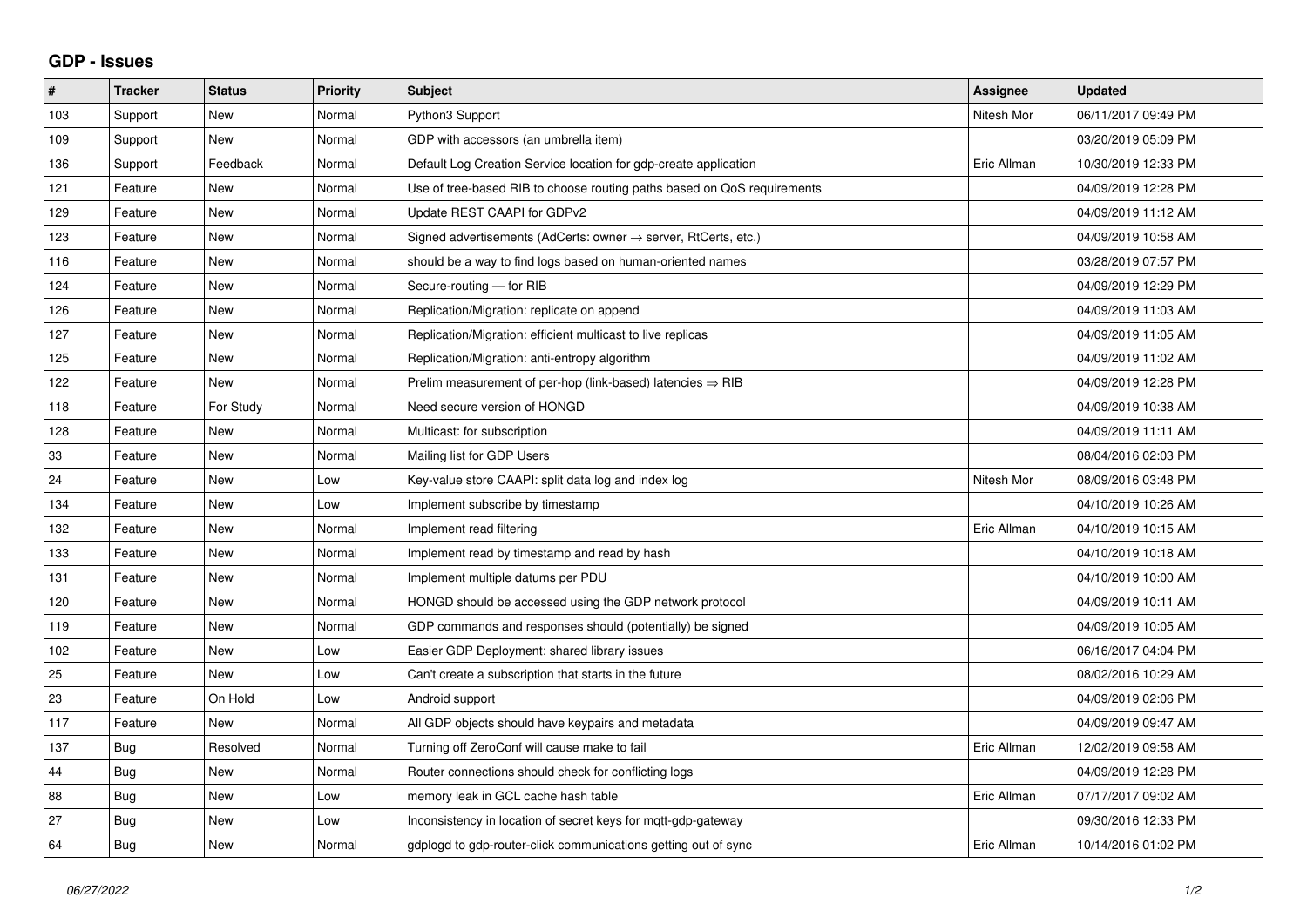## GDP - Issues

| # | Tracker | Status | Priority | Subject | Assignee | Updated |
|---|---|---|---|---|---|---|
| 103 | Support | New | Normal | Python3 Support | Nitesh Mor | 06/11/2017 09:49 PM |
| 109 | Support | New | Normal | GDP with accessors (an umbrella item) | | 03/20/2019 05:09 PM |
| 136 | Support | Feedback | Normal | Default Log Creation Service location for gdp-create application | Eric Allman | 10/30/2019 12:33 PM |
| 121 | Feature | New | Normal | Use of tree-based RIB to choose routing paths based on QoS requirements | | 04/09/2019 12:28 PM |
| 129 | Feature | New | Normal | Update REST CAAPI for GDPv2 | | 04/09/2019 11:12 AM |
| 123 | Feature | New | Normal | Signed advertisements (AdCerts: owner → server, RtCerts, etc.) | | 04/09/2019 10:58 AM |
| 116 | Feature | New | Normal | should be a way to find logs based on human-oriented names | | 03/28/2019 07:57 PM |
| 124 | Feature | New | Normal | Secure-routing — for RIB | | 04/09/2019 12:29 PM |
| 126 | Feature | New | Normal | Replication/Migration: replicate on append | | 04/09/2019 11:03 AM |
| 127 | Feature | New | Normal | Replication/Migration: efficient multicast to live replicas | | 04/09/2019 11:05 AM |
| 125 | Feature | New | Normal | Replication/Migration: anti-entropy algorithm | | 04/09/2019 11:02 AM |
| 122 | Feature | New | Normal | Prelim measurement of per-hop (link-based) latencies ⇒ RIB | | 04/09/2019 12:28 PM |
| 118 | Feature | For Study | Normal | Need secure version of HONGD | | 04/09/2019 10:38 AM |
| 128 | Feature | New | Normal | Multicast: for subscription | | 04/09/2019 11:11 AM |
| 33 | Feature | New | Normal | Mailing list for GDP Users | | 08/04/2016 02:03 PM |
| 24 | Feature | New | Low | Key-value store CAAPI: split data log and index log | Nitesh Mor | 08/09/2016 03:48 PM |
| 134 | Feature | New | Low | Implement subscribe by timestamp | | 04/10/2019 10:26 AM |
| 132 | Feature | New | Normal | Implement read filtering | Eric Allman | 04/10/2019 10:15 AM |
| 133 | Feature | New | Normal | Implement read by timestamp and read by hash | | 04/10/2019 10:18 AM |
| 131 | Feature | New | Normal | Implement multiple datums per PDU | | 04/10/2019 10:00 AM |
| 120 | Feature | New | Normal | HONGD should be accessed using the GDP network protocol | | 04/09/2019 10:11 AM |
| 119 | Feature | New | Normal | GDP commands and responses should (potentially) be signed | | 04/09/2019 10:05 AM |
| 102 | Feature | New | Low | Easier GDP Deployment: shared library issues | | 06/16/2017 04:04 PM |
| 25 | Feature | New | Low | Can't create a subscription that starts in the future | | 08/02/2016 10:29 AM |
| 23 | Feature | On Hold | Low | Android support | | 04/09/2019 02:06 PM |
| 117 | Feature | New | Normal | All GDP objects should have keypairs and metadata | | 04/09/2019 09:47 AM |
| 137 | Bug | Resolved | Normal | Turning off ZeroConf will cause make to fail | Eric Allman | 12/02/2019 09:58 AM |
| 44 | Bug | New | Normal | Router connections should check for conflicting logs | | 04/09/2019 12:28 PM |
| 88 | Bug | New | Low | memory leak in GCL cache hash table | Eric Allman | 07/17/2017 09:02 AM |
| 27 | Bug | New | Low | Inconsistency in location of secret keys for mqtt-gdp-gateway | | 09/30/2016 12:33 PM |
| 64 | Bug | New | Normal | gdplogd to gdp-router-click communications getting out of sync | Eric Allman | 10/14/2016 01:02 PM |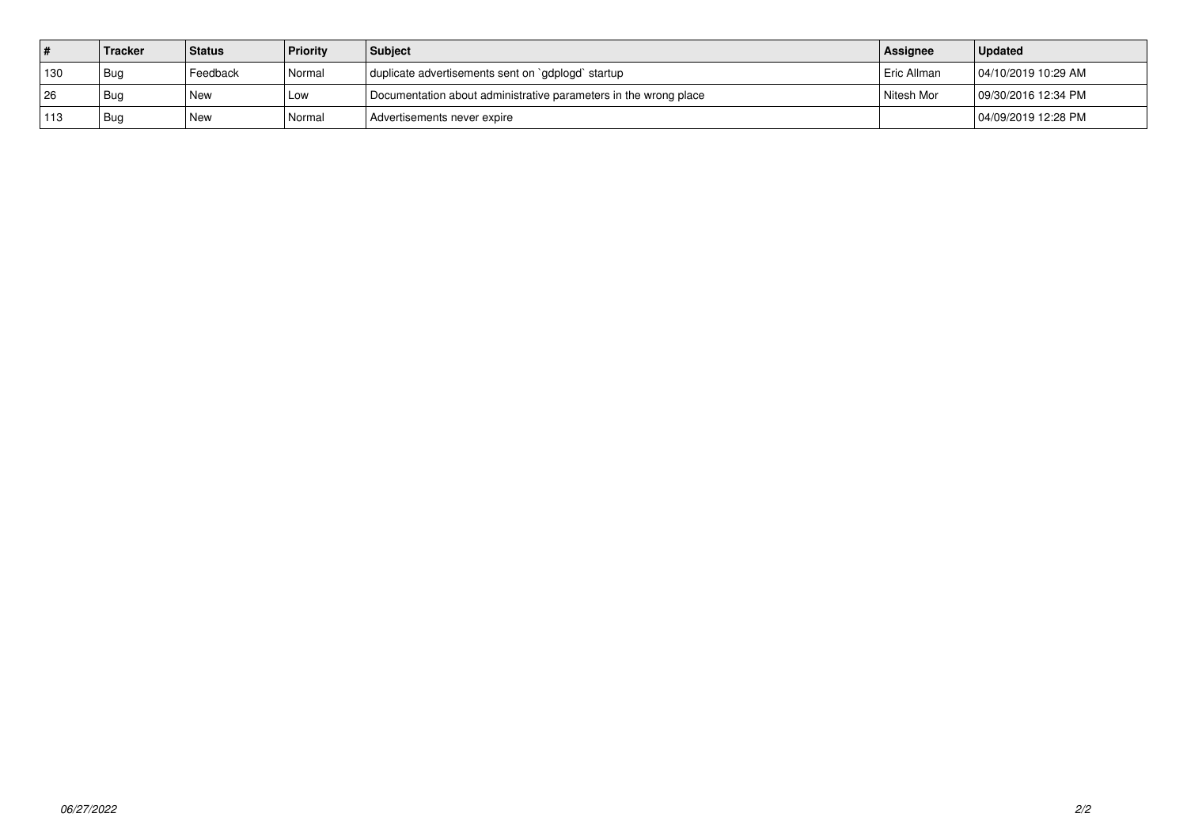| # | Tracker | Status | Priority | Subject | Assignee | Updated |
|---|---|---|---|---|---|---|
| 130 | Bug | Feedback | Normal | duplicate advertisements sent on `gdplogd` startup | Eric Allman | 04/10/2019 10:29 AM |
| 26 | Bug | New | Low | Documentation about administrative parameters in the wrong place | Nitesh Mor | 09/30/2016 12:34 PM |
| 113 | Bug | New | Normal | Advertisements never expire | | 04/09/2019 12:28 PM |